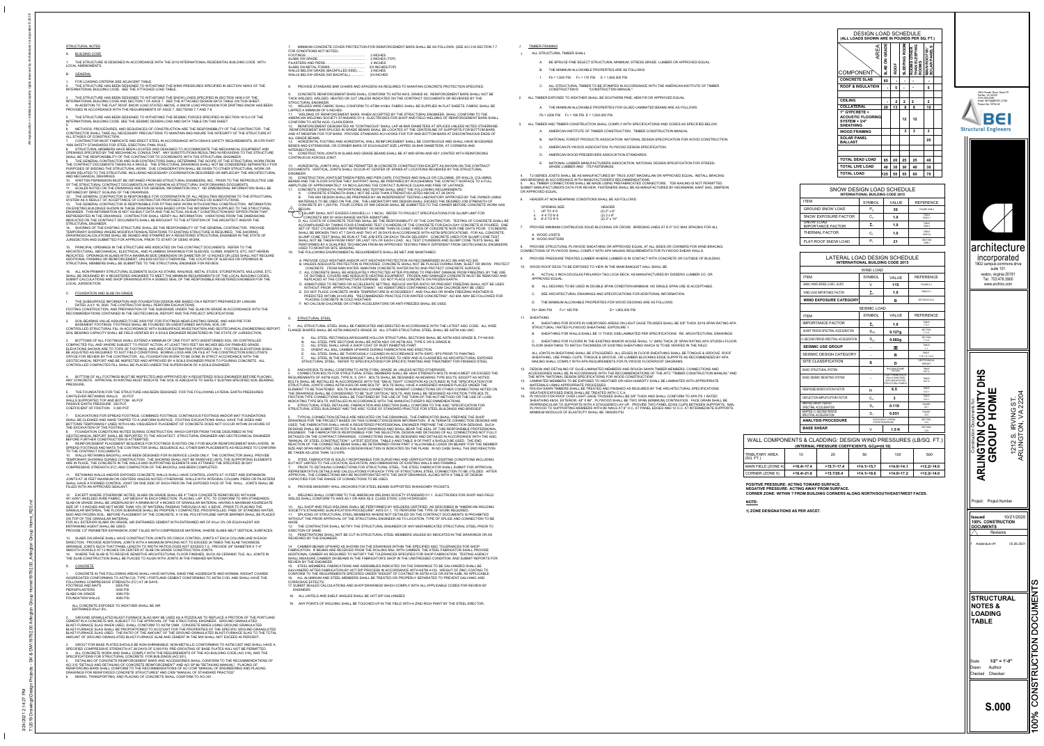# STRUCTURAL NOTES

## A. BUILDING CODE

1. THE STRUCTURE IS DESIGNED IN ACCORDANCE WITH THE 2015 INTERNATIONAL RESIDENTIAL BUILDING CODE, WITH LOCAL AMENDMENTS.

## B. GENERAL

1. FOR LOADING CRITERIA SEE ADJACENT TABLE.
2. THE STRUCTURE HAS BEEN DESIGNED TO WITHSTAND THE WIND PRESSURES SPECIFIED IN SECTION 1609.6 OF THE INTERNATIONAL BUILDING CODE. SEE THE ATTACHED LOAD TABLE.
3. THE STRUCTURE HAS BEEN DESIGNED TO WITHSTAND THE SNOW LOADS SPECIFIED IN SECTION 1608.0 OF THE INTERNATIONAL BUILDING CODE AND SECTION 7 OF ASCE 7. SEE THE ATTACHED DESIGN DATA TABLE ON THIS SHEET.
   A. IN ADDITION TO THE FLAT ROOF SNOW LOAD STATED ABOVE, A SNOW LOAD PROVISION FOR DRIFTING SNOW HAS BEEN PROVIDED IN ACCORDANCE WITH THE REQUIREMENTS OF ASCE 7, SECTIONS 7.7 AND 7.8.
4. THE STRUCTURE HAS BEEN DESIGNED TO WITHSTAND THE SEISMIC FORCES SPECIFIED IN SECTION 1613.0 OF THE INTERNATIONAL BUILDING CODE. SEE THE SEISMIC DESIGN LOAD AND DATA TABLE ON THIS SHEET.
5. CONTRACTOR MUST FABRICATE AND ERECT STEEL IN ACCORDANCE WITH OSHA'S SAFETY REQUIREMENTS, 29 CFR PART 1926 SAFETY STANDARDS FOR STEEL ERECTION; FINAL RULE.
6. METHODS, PROCEDURES, AND SEQUENCES OF CONSTRUCTION ARE THE RESPONSIBILITY OF THE CONTRACTOR. THE CONTRACTOR SHALL TAKE ALL NECESSARY PRECAUTIONS TO MAINTAIN AND INSURE THE INTEGRITY OF THE STRUCTURE AT ALL STAGES OF CONSTRUCTION.
7. STRUCTURAL MEMBERS HAVE BEEN LOCATED AND DESIGNED TO ACCOMMODATE THE MECHANICAL EQUIPMENT AND OPENINGS SPECIFIED BY THE MECHANICAL CONSULTANT. ANY DEVIATIONS RESULTING IN REVISIONS TO THE STRUCTURE SHALL BE THE RESPONSIBILITY OF THE CONTRACTOR TO COORDINATE WITH THE STRUCTURAL ENGINEER.
8. THE GENERAL CONTRACTOR AND SUB-CONTRACTORS SHALL DETERMINE THE SCOPE OF THE STRUCTURAL WORK FROM THE CONTRACT DOCUMENTS TAKEN AS A WHOLE. THE STRUCTURAL NOTES AND DRAWINGS ARE SEPARATELY FOR PURPOSES OF BIDDING THE STRUCTURAL WORK. DUE CONSIDERATION SHALL BE GIVEN TO OTHER STRUCTURAL WORK OR WORK RELATED TO THE STRUCTURE, INCLUDING NECESSARY COORDINATION DESCRIBED OR IMPLIED BY THE ARCHITECTURAL AND MECHANICAL DRAWINGS.
9. WRITTEN PERMISSION MUST BE OBTAINED FROM BEI STRUCTURAL ENGINEERS, INC., PRIOR TO THE REPRODUCTIVE USE OF THE STRUCTURAL CONTRACT DOCUMENTS IN ANY FASHION AS STRUCTURAL SHOP DRAWING DOCUMENTS.
10. SCALES NOTED ON THE DRAWINGS ARE FOR GENERAL INFORMATION ONLY. NO DIMENSIONAL INFORMATION SHALL BE OBTAINED BY DIRECT SCALING OF THE DRAWINGS.
11. THE GENERAL CONTRACTOR IS RESPONSIBLE FOR COORDINATION OF ALL RESULTING REVISIONS TO THE STRUCTURAL SYSTEM AS A RESULT OF ACCEPTANCE OF CONTRACTOR PROPOSED ALTERNATIVES OR SUBSTITUTIONS.
12. THE GENERAL CONTRACTOR IS RESPONSIBLE FOR FITTING NEW WORK WITH EXISTING CONSTRUCTION. INFORMATION ON EXISTING BUILDINGS SHOWN IN THESE DRAWINGS WAS BASED UPON THE INFORMATION SUPPLIED TO THE STRUCTURAL ENGINEER. THIS INFORMATION IS NOT AS-BUILT DATA AND THE ACTUAL AS-BUILT CONSTRUCTION MAY DIFFER FROM THAT REPRESENTED IN THE DRAWINGS. CONTRACTOR SHALL VERIFY ALL INFORMATION. VARIATIONS FROM THE DIMENSIONS INDICATED ON THE CONTRACT DOCUMENTS SHALL BE BROUGHT TO THE ATTENTION OF THE ARCHITECT AND/OR THE STRUCTURAL ENGINEER.
13. SHORING OF THE EXISTING STRUCTURE SHALL BE THE RESPONSIBILITY OF THE GENERAL CONTRACTOR. PROVIDE TEMPORARY SHORING WHERE MODIFICATIONS/ALTERATIONS TO EXISTING STRUCTURE IS REQUIRED. THE SHORING DRAWINGS/CALCULATIONS SHALL BE SIGNED AND STAMPED BY A REGISTERED STRUCTURAL ENGINEER IN THE STATE OF JURISDICTION AND SUBMITTED TO FOR APPROVAL PRIOR TO START OF DEMO WORK.
14. PRINCIPAL OPENINGS IN THE STRUCTURE ARE INDICATED ON THE CONTRACT DOCUMENTS. REFER TO THE ARCHITECTURAL, MECHANICAL, ELECTRICAL, AND PLUMBING DRAWINGS FOR SLEEVES, CURBS, INSERTS, ETC. NOT HEREIN INDICATED. OPENINGS IN SLABS WITH A MAXIMUM SIDE DIMENSION OR DIAMETER OF 12 INCHES OR LESS SHALL NOT REQUIRE ADDITIONAL FRAMING OR REINFORCEMENT, UNLESS NOTED OTHERWISE. THE LOCATION OF SLEEVES OR OPENINGS IN STRUCTURAL MEMBERS SHALL BE SUBMITTED TO THE STRUCTURAL ENGINEER FOR REVIEW.
15. ALL NON-PRIMARY STRUCTURAL ELEMENTS SUCH AS STAIRS, RAILINGS, METAL STUDS, STOREFRONTS, MULLIONS, ETC. SHALL BE DESIGNED BY A REGISTERED ENGINEER TO MEET THE MINIMUM REQUIREMENTS OF THE LOCAL BUILDING CODES. SUBMIT CALCULATIONS AND SHOP DRAWINGS WITH A SIGNED SEAL OF THE RESPONSIBLE REGISTERED ENGINEER FOR THE LOCAL JURISDICTION.

## C. FOUNDATION AND SLAB ON GRADE

1. THE SUBSURFACE INFORMATION AND FOUNDATION DESIGN ARE BASED ON A REPORT PREPARED BY LANGAN DATED JULY 16, 2020. THE CONTRACTOR SHALL PERFORM EXCAVATIONS, FOOTING CONSTRUCTION, AND PREPARATION OF THE SUBGRADE UNDER THE SLAB ON GRADE IN ACCORDANCE WITH THE RECOMMENDATIONS CONTAINED IN THE GEOTECHNICAL REPORT AND THE PROJECT SPECIFICATIONS.
2. SOIL BEARING VALUE ASSUMED TO BE 3000 PSF FOR FOOTINGS NEAR EXISTING GRADE, AND 4000 PSF FOR BASEMENT FOOTINGS. FOOTINGS SHALL BE FOUNDED ON UNDISTURBED NATURAL SOIL OR CONTROLLED STRUCTURAL FILL IN ACCORDANCE WITH SUBSURFACE INVESTIGATION AND GEOTECHNICAL ENGINEERING REPORT. SOIL BEARING CAPACITY SHALL BE FIELD VERIFIED BY A SOILS ENGINEER REGISTERED IN THE STATE OF JURISDICTION.
3. BOTTOMS OF ALL FOOTINGS SHALL EXTEND A MINIMUM OF ONE FOOT INTO UNDISTURBED SOIL OR CONTROLLED COMPACTED FILL AND WHERE SUBJECT TO FROST ACTION, AT LEAST TWO FEET SIX INCHES BELOW FINISHED GRADE. ELEVATIONS SHOWN ARE TO TOPS OF FOOTINGS, AND ARE FOR ESTIMATING PURPOSES ONLY. FOOTING ELEVATIONS SHALL BE ADJUSTED AS REQUIRED TO SUIT FIELD CONDITIONS. BORING LOGS ARE ON FILE AT THE CONSTRUCTION EXECUTIVES OFFICE FOR REVIEW BY THE CONTRACTOR. ALL FOUNDATION WORK TO BE DONE IN STRICT ACCORDANCE WITH THE GEOTECHNICAL REPORT AND BE INSPECTED AND APPROVED BY A SOILS ENGINEER PRIOR TO POURING CONCRETE. ALL CONTROLLED COMPACTED FILL SHALL BE PLACED UNDER THE SUPERVISION OF A SOILS ENGINEER.
4. BOTTOM OF ALL FOOTINGS MUST BE INSPECTED AND APPROVED BY A REGISTERED SOILS ENGINEER BEFORE PLACING ANY CONCRETE. APPROVAL IN WRITING MUST INDICATE THE SOIL IS ADEQUATE TO SAFELY SUSTAIN SPECIFIED SOIL BEARING PRESSURE.
5. THE FOUNDATION FOR THE STRUCTURE HAS BEEN DESIGNED FOR THE FOLLOWING LATERAL EARTH PRESSURES:
   - CANTILEVERED RETAINING WALLS: 60 PCF
   - WALLS SUPPORTED TOP AND BOTTOM: 65 PCF
   - PASSIVE PRESSURE: 300 PCF
   - COEFFICIENT OF FRICTION: 0.30 PCF
6. EXCAVATIONS FOR SPREAD FOOTINGS, COMBINED FOOTINGS, CONTINUOUS FOOTINGS AND/OR MAT FOUNDATIONS SHALL BE CLEANED AND HAND TAMPED TO A UNIFORM SURFACE. FOOTING EXCAVATIONS SHALL HAVE THE SIDES AND BOTTOMS TEMPORARILY LINED WITH 6 MIL VISQUEEN IF PLACEMENT OF CONCRETE DOES NOT OCCUR WITHIN 24 HOURS OF THE EXCAVATION OF THE FOOTING.
7. FOUNDATION CONDITIONS NOTED DURING CONSTRUCTION, WHICH DIFFER FROM THOSE DESCRIBED IN THE GEOTECHNICAL REPORT SHALL BE REPORTED TO THE ARCHITECT, STRUCTURAL ENGINEER AND GEOTECHNICAL ENGINEER BEFORE FURTHER CONSTRUCTION IS ATTEMPTED.
8. REINFORCEMENT PLACEMENT SEQUENCE FOR FOOTINGS IS NOTED ONLY FOR MAJOR REINFORCEMENT BAR LAYERS. IN SPECIAL CONDITIONS WHERE THE CONTRACTOR SHALL SEQUENCE ALL OTHER BAR PLACEMENTS AS REQUIRED TO CONFORM TO THE CONTRACT DOCUMENTS.
9. WALLS RETAINING BACKFILL HAVE BEEN DESIGNED FOR IN SERVICE LOADS ONLY. THE CONTRACTOR SHALL PROVIDE TEMPORARY SHORING DURING CONSTRUCTION. THE SHORING SHALL NOT BE REMOVED UNTIL THE SUPPORTING ELEMENTS ARE IN PLACE, THE CONCRETE IN THE SLABS AND SUPPORTING ELEMENTS HAS ATTAINED THE SPECIFIED 28 DAY COMPRESSIVE STRENGTH (F'C) AND COMPACTION OF THE BACKFILL HAS BEEN COMPLETED.
10. RETAINING WALLS AND/OR EXPOSED CONCRETE WALLS SHALL HAVE CONTROL JOINTS AT 10 FEET AND EXPANSION JOINTS AT 30 FEET MAXIMUM ON CENTERS UNLESS NOTED OTHERWISE. WALLS WITH INTEGRAL COLUMN PIERS OR PILASTERS SHALL HAVE A FORMED CONTROL JOINT ON ONE SIDE OF EACH PIER OR THE EXPOSED FACE OF THE WALL. JOINTS SHALL BE FILLED WITH AN APPROVED SEALANT.
11. EXCEPT WHERE OTHERWISE NOTED, SLABS ON GRADE SHALL BE 4" THICK CONCRETE REINFORCED WITH 6X6 W1.4XW1.4 WELDED WIRE FABRIC. LAP MESH 6" IN EACH DIRECTION. PLACING, LAP, ETC. TO CONFORM TO WRI STANDARDS. SLAB ON GRADE SHALL BE UNDERLAID BY A MINIMUM OF 4 INCHES OF GRANULAR MATERIAL HAVING A MAXIMUM AGGREGATE SIZE OF 1.5 INCHES AND NOT MORE THAN 10% OF MATERIAL PASSING THROUGH A NO. 8 SIEVE. PRIOR TO PLACING THE GRANULAR MATERIAL, THE FLOOR SUBGRADE SHALL BE PROPERLY COMPACTED, PROOFROLLED, FREE OF STANDING WATER, MUD AND FROZEN SOIL. BEFORE PLACEMENT OF THE CONCRETE, A 10 MIL POLYETHYLENE VAPOR BARRIER SHALL BE PLACED ON TOP OF THE GRANULAR MATERIAL.
   FOR ALL EXTERIOR SLABS ON GRADE, AIR ENTRAINED CEMENT WITH ENTRAINED AIR OF 6%±1.5% OR EQUIVALENT AIR ENTRAINING AGENT SHALL BE USED.
   PROVIDE 1/2" PERIMETER EXPANSION JOINT FILLED WITH COMPRESSIVE MATERIAL WHERE SLABS ABUT VERTICAL SURFACES.
12. SLABS ON GRADE SHALL HAVE CONSTRUCTION JOINTS OR CRACK CONTROL JOINTS AT EACH COLUMN LINE IN EACH DIRECTION. PROVIDE ADDITIONAL JOINTS WITH A MAXIMUM SPACING NOT TO EXCEED 36 TIMES THE SLAB THICKNESS. ARRANGE JOINTS SUCH THAT PANEL LENGTH TO WIDTH RATIOS DOES NOT EXCEED 1.5. PROVIDE 3/4" DIAMETER X 1'-4" SMOOTH DOWELS AT 12 INCHES ON CENTER AT SLAB ON GRADE CONSTRUCTION JOINTS.
13. WHERE THE SLAB IS TO RECEIVE SENSITIVE ARCHITECTURAL FLOOR FINISHES, SUCH AS CERAMIC TILE, ALL JOINTS IN THE SLAB CONSTRUCTION SHALL BE PLACED TO ALIGN WITH JOINTS IN THE FINISHED MATERIAL.

## D. CONCRETE

1. CONCRETE IN THE FOLLOWING AREAS SHALL HAVE NATURAL SAND FINE AGGREGATE AND NORMAL WEIGHT COARSE AGGREGATES CONFORMING TO ASTM C33, TYPE I PORTLAND CEMENT CONFORMING TO ASTM C150, AND SHALL HAVE THE FOLLOWING COMPRESSIVE STRENGTH (F'C) AT 28 DAYS:
   - FOOTINGS AND MATS: 3000 PSI
   - PIERS/PILASTERS: 3000 PSI
   - SLABS ON GRADE: 3500 PSI
   - FOUNDATION WALLS: 4000 PSI

   ALL CONCRETE EXPOSED TO WEATHER SHALL BE AIR ENTRAINED 6%±1.5%.
2. GROUND GRANULATED BLAST-FURNACE SLAG MAY BE USED AS A POZZOLAN TO REPLACE A PORTION OF THE PORTLAND CEMENT IN A CONCRETE MIX, SUBJECT TO THE APPROVAL OF THE STRUCTURAL ENGINEER. GROUND GRANULATED BLAST-FURNACE SLAG WHEN USED, SHALL CONFORM TO ASTM C989. CONCRETE MIXES USING GROUND GRANULATED BLAST-FURNACE SLAG SHALL BE PROPORTIONED TO ACCOUNT FOR THE PROPERTIES OF THE SPECIFIC GROUND GRANULATED BLAST-FURNACE SLAG USED. THE RATIO OF THE AMOUNT OF THE GROUND GRANULATED BLAST-FURNACE SLAG TO THE TOTAL AMOUNT OF GROUND GRANULATED BLAST-FURNACE SLAG AND CEMENT IN THE MIX SHALL NOT EXCEED 40 PERCENT.
3. GROUT FOR BASE PLATES SHOULD BE NON-SHRINKABLE, NON-METALLIC CONFORMING TO ASTM C827 AND SHALL HAVE A SPECIFIED COMPRESSIVE STRENGTH AT 28 DAYS OF 5,000 PSI. PRE-GROUTING OF BASE PLATES WILL NOT BE PERMITTED.
4. ALL CONCRETE WORK AND SHALL COMPLY WITH THE REQUIREMENTS OF THE ACI BUILDING CODE (ACI 318), AND THE SPECIFICATIONS FOR STRUCTURAL CONCRETE, FOR BUILDINGS (ACI 301).
5. DETAILING OF CONCRETE REINFORCEMENT BARS AND ACCESSORIES SHALL CONFORM TO THE RECOMMENDATIONS OF ACI 315 "DETAILS AND DETAILING OF CONCRETE REINFORCEMENT" AND ACI SP-66 "DETAILING MANUAL". PLACING OF REINFORCING BARS SHALL CONFORM TO THE RECOMMENDATIONS OF ACI 315R "MANUAL OF ENGINEERING AND PLACING DRAWINGS FOR REINFORCED CONCRETE STRUCTURES" AND CRSI "MANUAL OF STANDARD PRACTICE".
6. MIXING, TRANSPORTING, AND PLACING OF CONCRETE SHALL CONFORM TO ACI 301.
7. MINIMUM CONCRETE COVER PROTECTION FOR REINFORCEMENT BARS SHALL BE AS FOLLOWS: (SEE ACI 318 SECTION 7.7 FOR CONDITIONS NOT NOTED)
   - FOOTINGS: 3 INCHES
   - SLABS ON GRADE: 2 INCHES (TOP)
   - PILASTERS AND PIERS: 2 INCHES
   - SLABS ON METAL FORMS: 3/4 INCHES (TOP)
   - WALLS BELOW GRADE (BACKFILLED SIDE): 3 INCHES
   - WALLS BELOW GRADE (NO BACKFILL): 3/4 INCHES
8. PROVIDE STANDARD BAR CHAIRS AND SPACERS AS REQUIRED TO MAINTAIN CONCRETE PROTECTION SPECIFIED.
9. CONCRETE REINFORCEMENT BARS SHALL CONFORM TO ASTM A615, GRADE 60. REINFORCEMENT BARS SHALL NOT BE TACK WELDED, WELDED, HEATED OR CUT UNLESS INDICATED ON THE CONTRACT DOCUMENTS OR REVIEWED BY THE STRUCTURAL ENGINEER.
10. WELDED WIRE FABRIC SHALL CONFORM TO ASTM A185. WELDED WIRE FABRIC SHALL BE SUPPLIED IN FLAT SHEETS. FABRIC SHALL BE LAPPED A MINIMUM OF 6 INCHES.
11. WELDING OF REINFORCEMENT BARS, WHEN ACCEPTED BY THE STRUCTURAL ENGINEER, SHALL CONFORM TO THE AMERICAN WELDING SOCIETY STANDARD D1.4. ELECTRODES FOR SHOP AND FIELD WELDING OF REINFORCEMENT BARS SHALL CONFORM TO ASTM A233, CLASS E90XX.
12. REINFORCEMENT DESIGNATED AS "CONTINUOUS" SHALL LAP 48 BAR DIAMETERS AT SPLICES UNLESS NOTED OTHERWISE. REINFORCEMENT BAR SPLICES IN GRADE BEAMS SHALL BE LOCATED AT THE CENTERLINE OF SUPPORTS FOR BOTTOM BARS AND AT MIDSPAN FOR TOP BARS. PROVIDE STANDARD HOOKS FOR TOP AND BOTTOM BARS AT DISCONTINUOUS ENDS OF ALL GRADE BEAMS.
13. HORIZONTAL FOOTING AND HORIZONTAL WALL REINFORCEMENT SHALL BE CONTINUOUS AND SHALL HAVE 90-DEGREE BENDS AND EXTENSIONS, OR CORNER BARS OF EQUIVALENT SIZE LAPPED 30 BAR DIAMETERS, AT CORNERS AND INTERSECTIONS.
14. CONSTRUCTION JOINTS IN SLABS AND GRADE BEAMS SHALL BE AT MID-SPAN AND KEYED JOINTED WITH REINFORCING CONTINUOUS ACROSS JOINT.
15. HORIZONTAL JOINTS WILL NOT BE PERMITTED IN CONCRETE CONSTRUCTION EXCEPT AS SHOWN ON THE CONTRACT DOCUMENTS. VERTICAL JOINTS SHALL OCCUR AT CENTER OF SPANS AT LOCATIONS REVIEWED BY THE STRUCTURAL ENGINEER.
16. CONSTRUCTION JOINTS BETWEEN PIERS AND PIER CAPS, FOOTINGS AND WALLS OR COLUMNS, OR WALLS, COLUMNS, BEAMS AND THE FLOOR SYSTEM THEY SUPPORT SHALL BE PREPARED BY ROUGHENING THE CONTACT SURFACE TO A FULL AMPLITUDE OF APPROXIMATELY 1/4 INCH LEAVING THE CONTACT SURFACE CLEAN AND FREE OF LAITANCE.
17. CONCRETE STRENGTH, PROPORTIONS AND TESTING SHALL MEET THE FOLLOWING REQUIREMENTS:
   A. CONCRETE STRENGTH SHALL NOT BE LESS THAN STRENGTHS LISTED ABOVE AT 28 DAYS.
   B. THE MIX DESIGN SHALL BE PREPARED BY AN INDEPENDENT TESTING LABORATORY APPROVED BY THE OWNER USING MATERIALS TO BE USED ON THE JOB. THE LABORATORY FOR DESIGN SHALL EXCEED THE DESIRED JOB STRENGTH OF CONCRETE BY 1,200 PSI. FOUR COPIES OF MIX DESIGN SHALL BE SUBMITTED TO THE OWNER BEFORE CONCRETE WORK HAS BEGUN.
   C. SLUMP SHALL NOT EXCEED 5 INCHES (+/- 1 INCH). REFER TO PROJECT SPECIFICATIONS FOR SLUMP LIMIT FOR CONCRETE MIX W/ HIGH RANGE WATER ADMIXTURE.
   D. ALL COSTS OF CONCRETE TESTING SHALL BE THE RESPONSIBILITY OF THE CONTRACTOR. TESTING OF CONCRETE SHALL BE ACCOMPLISHED BY TAKING FOUR STANDARD TEST CYLINDERS OF THE CONCRETE FOR EACH DAY CONCRETE IS POURED. ONE SET OF TEST CYLINDERS MAY REPRESENT NO MORE THAN 50 CUBIC YARDS OF CONCRETE NOR ONE DAY'S POUR. CYLINDERS SHALL BE TESTED, ONE AT SEVEN DAYS AND TWO AT 28 DAYS IN ACCORDANCE WITH ASTM SPECIFICATIONS. FOR ALL CONCRETE, SLUMP CONE TEST SHALL BE RUN AT THE JOB SITE ON EACH TRUCK DELIVERY. CONCRETE USED FOR SLUMP CONE TEST SHALL NOT BE TAKEN FROM FIRST OR LAST 15% OF EACH LOAD. ALL TEST CYLINDERS AND SLUMP CONE TESTS SHALL BE PERFORMED BY A QUALIFIED TECHNICIAN FROM AN APPROVED TESTING FIRM IF DIFFERENT FROM GEOTECHNICAL ENGINEERS USED TO MONITOR SITE GRADING.
18. THE FOLLOWING MINIMUM REQUIREMENTS SHALL BE MET AND MAINTAINED:
   A. PROVIDE COLD WEATHER AND/OR HOT WEATHER PROTECTION AS RECOMMENDED IN ACI 306 AND ACI 305.
   B. UNLESS ADEQUATE PROTECTION IS PROVIDED, CONCRETE SHALL NOT BE PLACED DURING RAIN, SLEET OR SNOW. PROTECT CONCRETE FROM RAIN WATER. MAINTAIN CONCRETE WATER RATIO AND PROTECT CONCRETE SURFACE.
   C. ALL MATERIALS SHALL BE FREE FROM FROST. PROTECT CONCRETE FROM FREEZING. PREVENT DAMAGE BY THE USE OF SUITABLE COVERS AND ADEQUATE HEATING EQUIPMENT. FROZEN AND DAMAGED CONCRETE MUST BE REMOVED AND REPLACED AT THE CONTRACTOR'S EXPENSE. DO NOT PLACE CONCRETE ON FROZEN EARTH.
   D. ADMIXTURES TO RETARD OR ACCELERATE SETTING, REDUCE WATER RATIO OR PREVENT FREEZING SHALL NOT BE USED WITHOUT PRIOR APPROVAL FROM ENGINEER. NO ADMIXTURES CONTAINING CALCIUM CHLORIDE MAY BE USED.
   E. DO NOT PLACE CONCRETE WHEN TEMPERATURE IS 40 DEGREES F AND FALLING OR WHEN FREEZING WEATHER IS PREDICTED WITHIN 24 HOURS. "RECOMMENDED PRACTICE FOR WINTER CONCRETING", ACI 604, MAY BE FOLLOWED FOR PLACING CONCRETE IN COLD WEATHER.
   F. NO CALCIUM CHLORIDE OR OTHER ACCELERATORS OR ANTI-FREEZES SHALL BE USED.

## G. STRUCTURAL STEEL

1. ALL STRUCTURAL STEEL SHALL BE FABRICATED AND ERECTED IN ACCORDANCE WITH THE LATEST AISC CODE. ALL WIDE FLANGE SHAPES SHALL BE ASTM A992/A572 GRADE 50. ALL OTHER STRUCTURAL STEEL SHALL BE ASTM A36 U.N.O.
   A. ALL STEEL RECTANGULAR/SQUARE HOLLOW STRUCTURAL SECTIONS SHALL BE ASTM A500 GRADE B, FY=46 KSI.
   B. ALL STEEL PIPE SECTIONS SHALL BE ASTM A53 OR ASTM A53, TYPE E OR S GRADE B.
   C. ALL STEEL STRUCTURAL SHALL HAVE A SHOP COAT OF RUST INHIBITIVE PAINT.
   D. ORIENT ALL MILL CAMBER UPWARD DURING FABRICATION AND ERECTION.
   E. ALL STEEL SHALL BE THOROUGHLY CLEANED IN ACCORDANCE WITH SSPC- SP3 PRIOR TO PAINTING.
   F. ALL STEEL IN THE MAIN BANQUET HALL IS EXPOSED TO VIEW AND IS CLASSIFIED AS ARCHITECTURAL EXPOSED STRUCTURAL STEEL. REFER TO SPECIFICATIONS FOR SPECIFIC PAINTING AND TREATMENT FOR FINISHED STEEL.
2. ANCHOR BOLTS SHALL CONFORM TO ASTM F1554, GRADE 36, UNLESS NOTED OTHERWISE.
3. CONNECTION BOLTS FOR STRUCTURAL STEEL MEMBERS SHALL BE HIGH STRENGTH BOLTS WHICH MEET OR EXCEED THE REQUIREMENTS OF ASTM A325, TYPE N, X, OR SC. BOLTS SHALL BE DESIGNED AS BEARING TYPE BOLTS, EXCEPT AS NOTED. BOLTS SHALL BE INSTALLED IN ACCORDANCE WITH THE "SNUG TIGHT" CONDITION AS OUTLINED IN THE "SPECIFICATION FOR STRUCTURAL JOINTS USING ASTM A325 OR A490 BOLTS". BOLTS SHALL HAVE A HARDENED WASHER PLACED UNDER THE ELEMENT TO BE TIGHTENED. BOLTS IN BRACING CONNECTIONS, MOMENT CONNECTIONS OR OTHER CONNECTIONS NOTED ON THE DRAWINGS SHALL BE CONSIDERED TO BE "SLIP CRITICAL" BOLTS, AND SHALL BE DESIGNED AS FRICTION TYPE BOLTS. FRICTION TYPE CONNECTIONS SHALL BE TIGHTENED BY THE USE OF THE TURN-OF-THE-NUT METHOD OR THE USE OF LOAD INDICATING TYPE BOLTS, INSTALLED IN ACCORDANCE WITH THE MANUFACTURER'S RECOMMENDATIONS.
4. STRUCTURAL STEEL DETAILING, FABRICATION AND ERECTION SHALL CONFORM TO THE AISC "SPECIFICATION FOR STRUCTURAL STEEL BUILDINGS" AND THE AISC "CODE OF STANDARD PRACTICE FOR STEEL BUILDINGS AND BRIDGES".
5. TYPICAL CONNECTION DETAILS ARE INDICATED ON THE DRAWINGS. THE FABRICATOR SHALL PREPARE THE SHOP DRAWINGS FOR THE PROJECT BASED ON THIS CONNECTION DESIGN INFORMATION. IF ALTERNATE CONNECTION DESIGNS ARE USED, THE FABRICATOR SHALL HAVE A REGISTERED PROFESSIONAL ENGINEER PREPARE THE CONNECTION DESIGNS. SUCH DESIGNS SHALL BE SUBMITTED WITH THE SHOP DRAWINGS AND SHALL BEAR THE SEAL OF THE RESPONSIBLE PROFESSIONAL ENGINEER. THE FABRICATOR IS RESPONSIBLE FOR THE SELECTION, DESIGN AND DETAILING OF ALL CONNECTIONS NOT FULLY DETAILED ON THE CONTRACT DRAWINGS. CONNECTIONS SHALL BE DESIGNED AND DETAILED IN ACCORDANCE WITH THE AISC "MANUAL OF STEEL CONSTRUCTION" LATEST EDITION. TABLE II AND TABLE III OF PART 4 SHOULD BE USED. THE END REACTION OF THE CONNECTED BEAM SHALL BE DETERMINED FROM PART 2 "ALLOWABLE LOADS ON BEAMS" FOR THE MEMBER SIZE AND SPAN INDICATED, UNLESS A DESIGN REACTION IS INDICATED ON THE PLANS. IN NO CASE SHALL THE END REACTION BE TAKEN AS LESS THAN 12.0 KIPS.
6. STEEL FABRICATOR IS SOLELY RESPONSIBLE FOR SURVEYING AND VERIFICATION OF EXISTING CONDITIONS INCLUDING BUT NOT LIMITED TO THE LOCATION, ELEVATION, AND DIMENSIONS OF EXISTING WALLS AND FRAMING.
7. PRIOR TO DETAILING CONNECTIONS FOR STRUCTURAL STEEL, THE STEEL FABRICATOR SHALL SUBMIT FOR APPROVAL REPRESENTATIVE DETAILS AND CALCULATIONS FOR EACH TYPE OF STRUCTURAL STEEL CONNECTION TO BE UTILIZED. AFTER APPROVAL, THE CONNECTIONS MAY BE INCORPORATED INTO THE SHOP DRAWINGS, ALONG WITH A TABLE OF DESIGN CAPACITIES FOR THE RANGE OF CONNECTIONS TO BE USED.
8. PROVIDE MASONRY WALL ANCHORS FOR STEEL BEAMS SUPPORTED IN MASONRY POCKETS.
9. WELDING SHALL CONFORM TO THE AMERICAN WELDING SOCIETY STANDARD D1.1. ELECTRODES FOR SHOP AND FIELD WELDS SHALL CONFORM TO AWS A5.1 OR AWS A5.5, CLASS E70XX, LOW HYDROGEN.
10. ALL SHOP AND FIELD WELDING SHALL BE PERFORMED BY WELDERS CERTIFIED, AS DESCRIBED IN "AMERICAN WELDING SOCIETY'S STANDARD QUALIFICATION PROCEDURE", AWS D1.1, TO PERFORM THE TYPE OF WORK REQUIRED.
11. SPLICING OF STRUCTURAL STEEL MEMBERS WHERE NOT DETAILED ON THE CONTRACT DOCUMENTS IS PROHIBITED WITHOUT THE PRIOR APPROVAL OF THE STRUCTURAL ENGINEER AS TO LOCATION, TYPE OF SPLICE AND CONNECTION TO BE MADE.
12. THE CONTRACTOR SHALL NOTIFY THE STRUCTURAL ENGINEER OF ANY MISFABRICATED STRUCTURAL STEEL PRIOR TO ERECTION OF SAME.
13. PENETRATIONS SHALL NOT BE CUT IN STRUCTURAL STEEL MEMBERS UNLESS SO INDICATED IN THE DRAWINGS OR AS REVIEWED BY THE ENGINEER.
14. CAMBER BEAMS UPWARD AS SHOWN ON THE DRAWINGS WITHIN THE SPECIFIED AISC TOLERANCES FOR SHOP FABRICATION. IF BEAMS ARE RECEIVED FROM THE ROLLING MILL WITH CAMBER, THE STEEL FABRICATOR SHALL PROVIDE ADDITIONAL CAMBER AS REQUIRED TO SATISFY THE TOLERANCES SPECIFIED FOR SHOP FABRICATION. TESTING AGENCY SHALL MEASURE CAMBER ON BEAMS IN THE FABRICATOR'S SHOP IN THE UNSTRESSED CONDITION, AND SUBMIT REPORTS FOR REVIEW BY THE ENGINEER.
15. STEEL MEMBERS, FABRICATIONS AND ASSEMBLIES INDICATED ON THE DRAWINGS TO BE GALVANIZED SHALL BE GALVANIZED AFTER FABRICATION BY HOT DIP PROCESS IN ACCORDANCE WITH ASTM A123. WEIGHT OF ZINC COATING TO CONFORM TO THE REQUIREMENTS SPECIFIED UNDER "WEIGHT OF COATING" IN ASTM A123 OR ASTM A386, AS APPLICABLE.
16. ALL ALUMINUM AND STEEL MEMBERS SHALL BE TREATED OR PROPERLY SEPARATED TO PREVENT GALVANIC AND CORROSIVE EFFECTS.
17. SUBMIT SEALED CALCULATIONS AND SHOP DRAWINGS WHICH COMPLY WITH ALL APPLICABLE CODES FOR REVIEW BY ENGINEER.
18. ALL LINTELS AND SHELF ANGLES SHALL BE HOT DIP GALVANIZED.
19. ANY POINTS OF WELDING SHALL BE TOUCHED UP IN THE FIELD WITH A ZINC-RICH PAINT BY THE STEEL ERECTOR.

## J. TIMBER FRAMING

1. ALL STRUCTURAL TIMBER SHALL:
   A. BE SPRUCE FINE SELECT STRUCTURAL MINIMUM, STRESS GRADE LUMBER OR APPROVED EQUAL.
   B. THE MINIMUM ALLOWABLE PROPERTIES ARE AS FOLLOWS:
      Fb = 1,500 PSI  Fv = 175 PSI  E = 1,600,000 PSI
   C. ALL STRUCTURAL TIMBER TO BE STAMPED IN ACCORDANCE WITH THE AMERICAN INSTITUTE OF TIMBER CONSTRUCTION'S "CONSTRUCTION MANUAL".
2. ALL TIMBER EXPOSED TO WEATHER SHALL BE SOUTHERN PINE, HEM FIR OR APPROVED EQUAL.
   A. THE MINIMUM ALLOWABLE PROPERTIES FOR GLUED LAMINATED BEAMS ARE AS FOLLOWS:
      Fb = 2400 PSI  Fv = 165 PSI  E = 1,500,000 PSI
3. ALL TIMBER AND TIMBER CONSTRUCTION SHALL COMPLY WITH SPECIFICATIONS AND CODES AS SPECIFIED BELOW:
   A. AMERICAN INSTITUTE OF TIMBER CONSTRUCTION: TIMBER CONSTRUCTION MANUAL.
   B. NATIONAL FOREST PRODUCTS ASSOCIATION: NATIONAL DESIGN SPECIFICATION FOR WOOD CONSTRUCTION.
   C. AMERICAN PLYWOOD ASSOCIATION: PLYWOOD DESIGN SPECIFICATION.
   D. AMERICAN WOOD PRESERVERS ASSOCIATION STANDARDS.
   E. NATIONAL LUMBER MANUFACTURERS ASSOCIATION: NATIONAL DESIGN SPECIFICATION FOR STRESS-GRADE LUMBER AND ITS FASTENINGS.
4. TJI SERIES JOISTS SHALL BE AS MANUFACTURED BY TRUS JOIST MACMILLAN OR APPROVED EQUAL. INSTALL BRACING AND BRIDGING IN ACCORDANCE WITH MANUFACTURER'S RECOMMENDATIONS.
5. ALL TIMBER CONNECTIONS SHALL BE MADE USING PREFABRICATED CONNECTORS. TOE-NAILING IS NOT PERMITTED. SUBMIT MANUFACTURER'S DATA FOR REVIEW. FASTENERS SHALL BE AS MANUFACTURED BY HECKMANN, KANT SAG, SIMPSON OR APPROVED EQUAL.
6. HEADER AT NON-BEARING CONDITIONS SHALL BE AS FOLLOWS:

| OPENING SIZE | HEADER |
|---|---|
| i. UP TO 4'-0 | (2) 2" x 6" |
| ii. 4'-0 TO 6'-0 | (2) 2" x 8" |
| iii. 6'-0 TO 8'-0 | (2) 2" x 10" |

7. PROVIDE MINIMUM CONTINUOUS SOLID BLOCKING OR CROSS BRIDGING LINES AT 8'-0" O/C MAX SPACING FOR ALL:
   A. WOOD JOISTS.
   B. WOOD RAFTERS.
8. PROVIDE STRUCTURAL PLYWOOD SHEATHING OR APPROVED EQUAL AT ALL SIDES OR CORNERS FOR WIND BRACING. CONNECTIONS OF PLYWOOD SHALL COMPLY WITH APA NAILING REQUIREMENTS FOR PLYWOOD SHEAR WALLS.
9. PROVIDE PRESSURE TREATED LUMBER WHERE LUMBER IS IN CONTACT WITH CONCRETE OR OUTSIDE OF BUILDING.
10. WOOD ROOF DECK TO BE EXPOSED TO VIEW IN THE MAIN BANQUET HALL SHALL BE:
    A. ACTUAL 3 INCH DOUGLAS FIR LARCH T&G LOCK DECK, AS MANUFACTURED BY DISDERO LUMBER CO. OR APPROVED EQUAL.
    B. ALL DECKING TO BE USED IN DOUBLE SPAN CONDITION MINIMUM, NO SINGLE SPAN USE IS ACCEPTABLE.
    C. SEE ARCHITECTURAL DRAWINGS AND SPECIFICATIONS FOR ADDITIONAL INFORMATION.
    D. THE MINIMUM ALLOWABLE PROPERTIES FOR WOOD DECKING ARE AS FOLLOWS:
       Fb= 2640 PSI  Fv= 165 PSI  E= 1,800,000 PSI
11. SHEATHING
    A. SHEATHING FOR ROOFS IN UNEXPOSED AREAS ON LIGHT GAGE TRUSSES SHALL BE 5/8" THICK 32/16 SPAN RATING APA STRUCTURAL I RATED PLYWOOD SHEATHING, EXPOSURE 1.
    B. SHEATHING FOR WALLS SHALL BE 1/2" THICK OSB LAMINATED PER SPECIFICATIONS. RE: ARCHITECTURAL DRAWINGS.
    C. SHEATHING FOR FLOORS IN THE EXISTING MANOR HOUSE SHALL ¾" (MIN) THICK 20" SPAN RATING APA STURDI-I-FLOOR. FLOOR SHEATHING TO MATCH THICKNESS OF EXISTING SHEATHING WHICH IS TO BE VERIFIED IN THE FIELD.
    ALL JOINTS IN SHEATHING SHALL BE STAGGERED. ALL EDGES IN FLOOR SHEATHING SHALL BE TONGUE & GROOVE. ROOF SHEATHING, USE PANEL CLIPS, TONGUE & GROOVE, OR LUMBER BLOCKING EDGE SUPPORTS AS RECOMMENDED BY APA. NAILING SHALL COMPLY WITH APA REQUIREMENTS FOR PLYWOOD FLOOR/ROOF DIAGRAMS.
12. DESIGN AND DETAILING OF GLUE-LAMINATED MEMBERS AND ROUGH SAWN TIMBER MEMBERS, CONNECTIONS AND ACCESSORIES SHALL BE IN ACCORDANCE WITH THE RECOMMENDATIONS OF THE AITC "TIMBER CONSTRUCTION MANUAL" AND THE NFPA "NATIONAL DESIGN SPECIFICATIONS FOR WOOD CONSTRUCTION".
13. LAMINATED MEMBERS TO BE EXPOSED TO WEATHER OR HIGH HUMIDITY SHALL BE LAMINATED WITH APPROPRIATE MATERIALS USING APPROPRIATE PROCESSES.
14. ROUGH SAWN TIMBERS SHALL BE TREATED AND FINISHED AS REQUIRED BY THE ARCHITECTURAL SPECIFICATIONS. WEATHER EXPOSED ENDS SHALL BE TREATED WITH C.C.A.
15. PLYWOOD FOR ROOF OVER LIGHT GAGE TRUSSES SHALL BE 5/8" THICK AND SHALL CONFORM TO APA PS 1 RATED SHEATHING 48/24, EXTERIOR, 48" X 96". PLYWOOD SHALL BE TWO SPAN (MINIMUM) CONTINUOUS. FACE GRAIN SHALL BE PERPENDICULAR TO SUPPORTS WITH A STAGGERED LAY-UP. PROVIDE TWO PANEL EDGE CLIPS BETWEEN SUPPORTS. NAIL PLYWOOD TO SUPPORTING MEMBERS WITH 8D NAILS AT 6" O.C. AT PANEL EDGES AND 12 O.C. AT INTERMEDIATE SUPPORTS. MINIMUM MODULUS OF ELASTICITY SHALL BE 1800000 PSI.

## DESIGN LOAD SCHEDULE
(ALL LOADS SHOWN ARE IN POUNDS PER SQ. FT.)

| COMPONENT / AREA | SLAB ON GRADE | ROOF | SLEEPING ROOMS | ROOMS OTHER THAN SLEEPING ROOMS | STAIRS / DECKS |
|---|---|---|---|---|---|
| CONCRETE SLAB | 65 | - | - | - | - |
| ROOF & INSULATION | - | 5 | - | - | 5 |
| CEILING | | 2 | 2 | 2 | 2 |
| COLLATERAL | 20 | 13 | 9 | 9 | 10 |
| 1" GYPCRETE + ACOUSTIC FLOORING SYSTEM + 3/4" SHEATHING | | | 12 | 12 | |
| WOOD FRAMING | | | 3 | 3 | 3 |
| SOLAR PANEL BALLAST | | | | | 20 |
| TOTAL DEAD LOAD | 85 | 20 | 25 | 25 | 40 |
| TOTAL LIVE LOAD | 40 | 30 | 30 | 40 | 30 |
| TOTAL LOAD | 125 | 50 | 55 | 65 | 70 |

## SNOW DESIGN LOAD SCHEDULE
INTERNATIONAL BUILDING CODE 2015

| ITEM | SYMBOL | VALUE | REFERENCE |
|---|---|---|---|
| GROUND SNOW LOAD | $P_g$ | 30 | FIGURE 608.2 |
| SNOW EXPOSURE FACTOR | $C_e$ | 1.0 | TABLE 608.3 |
| SNOW LOAD IMPORTANCE FACTOR | $I_s$ | 1.0 | TABLE 608.5 |
| THERMAL FACTOR | $C_t$ | 1.0 | TABLE 608.3.2 |
| FLAT-ROOF SNOW LOAD | $P_f$ | 21 | SECTION 608.3 |

## LATERAL LOAD DESIGN SCHEDULE
INTERNATIONAL BUILDING CODE 2015

| ITEM | SYMBOL | VALUE | REFERENCE |
|---|---|---|---|
| WIND LOAD | | | |
| BASIC WIND SPEED (3 SEC. GUST) | V | 115 | FIGURE 6.1 |
| WIND LOAD IMPORTANCE FACTOR | $I_w$ | 1.0 | TABLE 6.1 |
| WIND EXPOSURE CATEGORY | | B | SECTION 6.5.6 |
| SEISMIC LOAD | | | |
| IMPORTANCE FACTOR | $I_e$ | 1.0 | TABLE 11.5-1 |
| SHORT PERIOD SPECTRAL ACCELERATION | $S_{DS}$ | 0.127g | SECTION 11.4.4 |
| (1) SECOND PERIOD SPECTRAL ACCELERATION | $S_{D1}$ | 0.082g | SECTION 11.4.4 |
| SEISMIC USE GROUP | | II | TABLE 1.5-1 |
| SEISMIC DESIGN CATEGORY | | B | TABLE 11.6-1 & 11.6-2 |
| SITE CLASSIFICATION | S | D | GEOTECHNICAL REPORT |
| BASIC STRUCTURAL SYSTEM | - | BUILDING FRAME SYSTEM | TABLE 12.2-1 |
| BASIC SEISMIC RESISTING SYSTEM | - | LIGHT-FRAME WOOD WALLS SHEATHED WITH WOOD STRUCTURAL PANELS | TABLE 12.2-1 |
| RESPONSE MODIFICATION FACTOR | R | 6.5 | TABLE 12.2-1 |
| DEFLECTION AMPLIFICATION FACTOR | $C_d$ | 3 | TABLE 12.2-1 |
| MAPPED SHORT-PERIOD SPECTRAL ACCELERATION | $S_S$ | 0.119 | FIGURE 22-1 |
| MAPPED (1) SECOND PERIOD SPECTRAL ACCELERATION | $S_1$ | 0.051 | FIGURE 22-2 |
| ANALYSIS PROCEDURE | | EQUIVALENT LATERAL FORCE PROCEDURE | SECTION 12.8 |
| BASE SHEAR | V | 1.5 K | SECTION 12.8 |

## WALL COMPONENTS & CLADDING: DESIGN WIND PRESSURES (LB/SQ. FT.)
(INTERNAL PRESSURE COEFFICIENTS, GCpi=±0.18)

| TRIBUTARY AREA (SQ. FT.) | 10 | 20 | 50 | 100 | 500 |
|---|---|---|---|---|---|
| MAIN FIELD (ZONE 4) | +16.4/-17.4 | +15.7/-17.4 | +14.1/-15.7 | +14.0/-14.1 | +12.2/-14.0 |
| CORNER (ZONE 5) | +16.4/-21.8 | +15.7/20.4 | +14.1/-18.6 | +14.0/-17.2 | +12.2/-14.0 |

POSITIVE PRESSURE: ACTING TOWARD SURFACE.
NEGATIVE PRESSURE: ACTING AWAY FROM SURFACE.
CORNER ZONE: WITHIN 7 FROM BUILDING CORNERS ALONG NORTH/SOUTH/EAST/WEST FACES.

**NOTE:**

1) ZONE DESIGNATIONS AS PER ASCE7.

---

3060 Peyton Drive, Suite 170
Fairfax, VA 22030
(703) 385-8001
email: INFO@BEIEI.COM
Project No: 19758.00

**BEI Structural Engineers**

**architecture incorporated**
1902 campus commons drive
suite 101
reston, virginia 20191
Tel: 703.476.3900
www.archinc.com

Construction Documents for

**ARLINGTON COUNTY DHS GROUP HOME**

1212 S. IRVING ST.
ARLINGTON, VA 22204

Project: Project Number

| | | |
|---|---|---|
| Issued | | 10/21/2020 |
| 100% CONSTRUCTION DOCUMENTS | | |
| | Revisions | |
| 1 | Addendum #1 | 03.26.2021 |

**STRUCTURAL NOTES & LOADING TABLE**

Scale: 1/2" = 1'-0"
Drawn: Author
Checked: Checker

**S.000**

100% CONSTRUCTION DOCUMENTS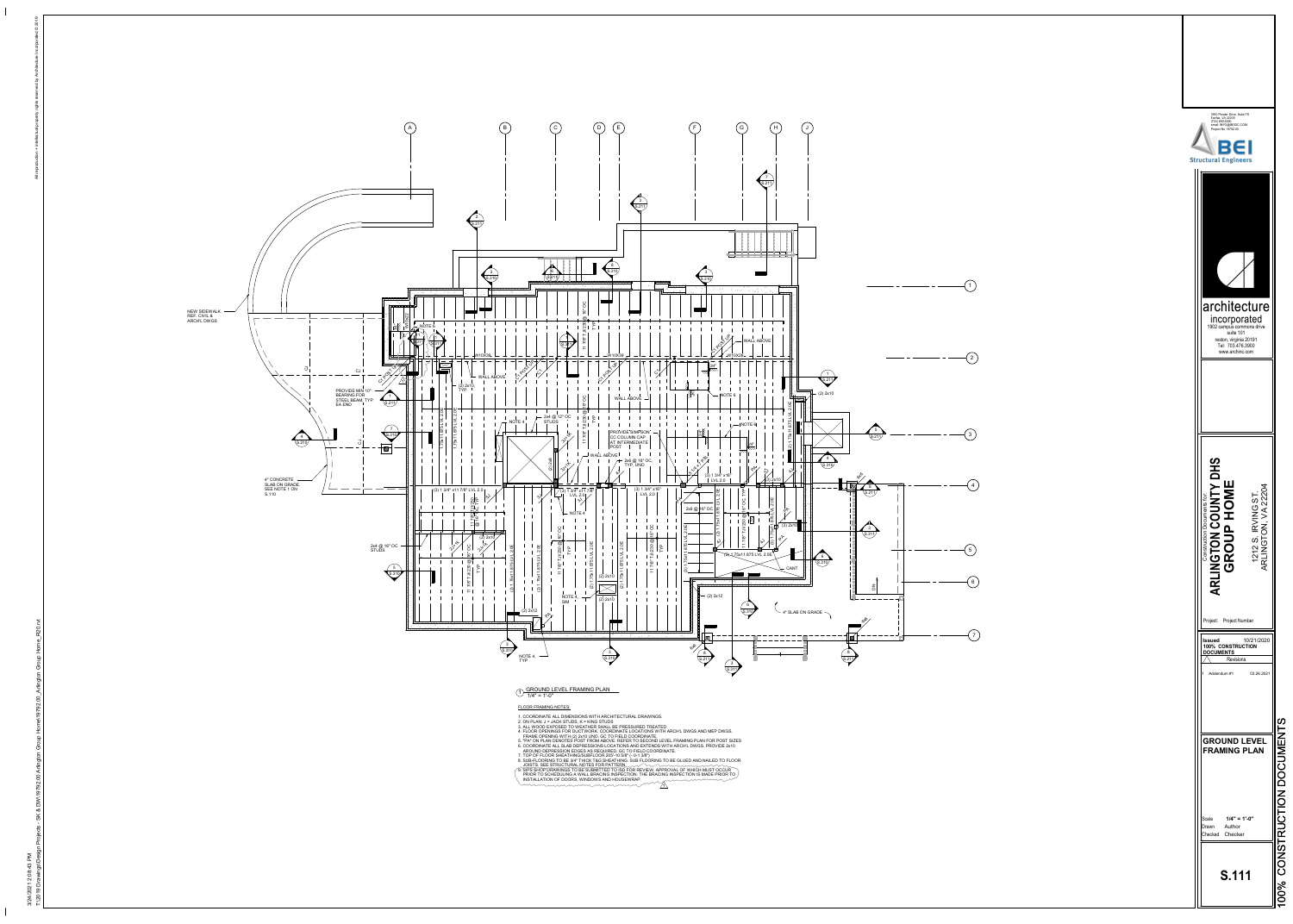## 1 GROUND LEVEL FRAMING PLAN
1/4" = 1'-0"

### FLOOR FRAMING NOTES:

1. COORDINATE ALL DIMENSIONS WITH ARCHITECTURAL DRAWINGS.
2. ON PLAN: J = JACK STUDS, K = KING STUDS
3. ALL WOOD EXPOSED TO WEATHER SHALL BE PRESSURED TREATED
4. FLOOR OPENINGS FOR DUCTWORK, COORDINATE LOCATIONS WITH ARCH'L DWGS AND MEP DWGS. FRAME OPENING WITH (2) 2x10 UNO. GC TO FIELD COORDINATE.
5. "PA" ON PLAN DENOTES POST FROM ABOVE. REFER TO SECOND LEVEL FRAMING PLAN FOR POST SIZES
6. COORDINATE ALL SLAB DEPRESSIONS LOCATIONS AND EXTENDS WITH ARCH'L DWGS. PROVIDE 2x10 AROUND DEPRESSION EDGES AS REQUIRED. GC TO FIELD COORDINATE.
7. TOP OF FLOOR SHEATHING/SUBFLOOR 203'-10 5/8" (- 0'-1 3/8")
8. SUB-FLOORING TO BE 3/4" THICK T&G SHEATHING. SUB FLOORING TO BE GLUED AND NAILED TO FLOOR JOISTS. SEE STRUCTURAL NOTES FOR PATTERN.
9. SIPS SHOP DRAWINGS TO BE SUBMITTED TO ISD FOR REVIEW, APPROVAL OF WHICH MUST OCCUR PRIOR TO SCHEDULING A WALL BRACING INSPECTION. THE BRACING INSPECTION IS MADE PRIOR TO INSTALLATION OF DOORS, WINDOWS AND HOUSEWRAP.

NEW SIDEWALK REF. CIVIL & ARCH'L DWGS

PROVIDE MIN 10" BEARING FOR STEEL BEAM, TYP EA END

4" CONCRETE SLAB ON GRADE SEE NOTE 1 ON S.110

2x4 @ 16" OC STUDS

2x4 @ 12" OC STUDS

PROVIDE "SIMPSON" CC COLUMN CAP AT INTERMEDIATE POST

2x6 @ 16" OC, TYP. UNO

WALL ABOVE

4" SLAB ON GRADE

---

3050 Chain Bridge Road, Suite 305, Fairfax, VA 22030

BEI Structural Engineers

**architecture incorporated**
1902 campus commons drive
suite 101
reston, virginia 20191
Tel: 703.476.3900
www.archinc.com

Construction Documents for:
**ARLINGTON COUNTY DHS GROUP HOME**
1212 S. IRVING ST.
ARLINGTON, VA 22204

Project: Project Number

| | |
|---|---|
| **Issued** 100% CONSTRUCTION DOCUMENTS | 10/21/2020 |
| Revisions | |
| 1 Addendum #1 | 03.26.2021 |

**GROUND LEVEL FRAMING PLAN**

Scale 1/4" = 1'-0"
Drawn Author
Checked Checker

**S.111**

100% CONSTRUCTION DOCUMENTS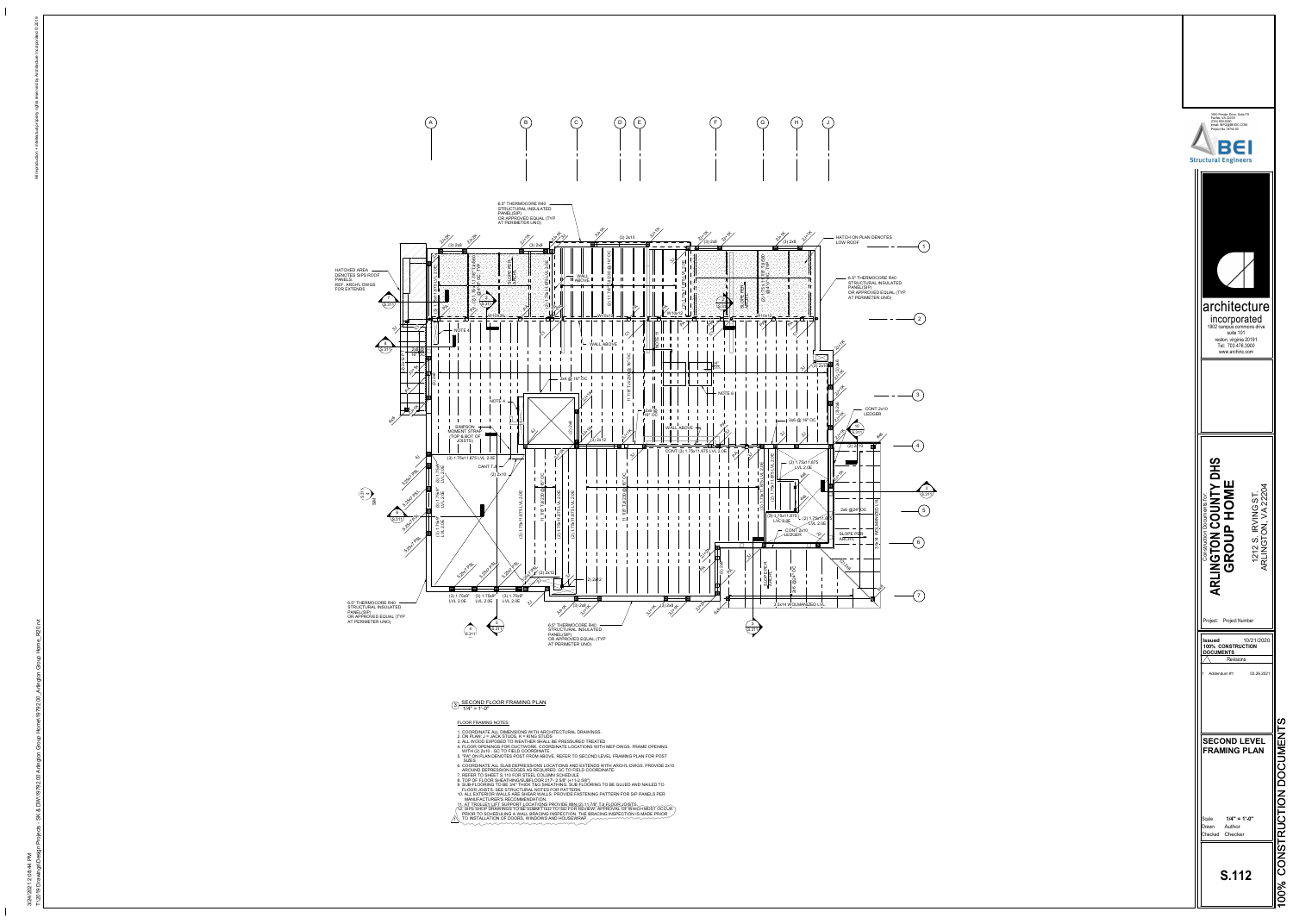## SECOND FLOOR FRAMING PLAN

1/4" = 1'-0"

### FLOOR FRAMING NOTES:

1. COORDINATE ALL DIMENSIONS WITH ARCHITECTURAL DRAWINGS.
2. ON PLAN: J = JACK STUDS, K = KING STUDS
3. ALL WOOD EXPOSED TO WEATHER SHALL BE PRESSURED TREATED
4. FLOOR OPENINGS FOR DUCTWORK. COORDINATE LOCATIONS WITH MEP DWGS. FRAME OPENING WITH (2) 2x10 . GC TO FIELD COORDINATE.
5. "PA" ON PLAN DENOTES POST FROM ABOVE. REFER TO SECOND LEVEL FRAMING PLAN FOR POST SIZES.
6. COORDINATE ALL SLAB DEPRESSIONS LOCATIONS AND EXTENDS WITH ARCH'L DWGS. PROVIDE 2x10 AROUND DEPRESSION EDGES AS REQUIRED, GC TO FIELD COORDINATE.
7. REFER TO SHEET S.110 FOR STEEL COLUMN SCHEDULE
8. TOP OF FLOOR SHEATHING/SUBFLOOR 217'- 2 5/8" (+11'-2 5/8")
9. SUB-FLOORING TO BE 3/4" THICK T&G SHEATHING. SUB-FLOORING TO BE GLUED AND NAILED TO FLOOR JOISTS. SEE STRUCTURAL NOTES FOR PATTERN.
10. ALL EXTERIOR WALLS ARE SHEAR WALLS. PROVIDE FASTENING PATTERN FOR SIP PANELS PER MANUFACTURER'S RECOMMENDATION.
11. AT TROLLEY LIFT SUPPORT LOCATIONS PROVIDE MIN (2) 11 7/8" TJI FLOOR JOISTS.
12. SIPS SHOP DRAWINGS TO BE SUBMITTED TO TSD FOR REVIEW. APPROVAL OF WHICH MUST OCCUR PRIOR TO SCHEDULING A WALL BRACING INSPECTION. THE BRACING INSPECTION IS MADE PRIOR TO INSTALLATION OF DOORS, WINDOWS AND HOUSEWRAP.

6.5" THERMOCORE R40 STRUCTURAL INSULATED PANEL(SIP) OR APPROVED EQUAL (TYP AT PERIMETER UNO)

HATCHED AREA DENOTES SIPS ROOF PANELS. REF. ARCH'L DWGS FOR EXTENDS

HATCH ON PLAN DENOTES LOW ROOF

CONT 2x10 LEDGER

SIMPSON MOMENT STRAP (TOP & BOT OF JOISTS)

BEI Structural Engineers

architecture incorporated
1902 campus commons drive
suite 101
reston, virginia 20191
Tel: 703.476.3900
www.archinc.com

Construction Documents for:
**ARLINGTON COUNTY DHS GROUP HOME**
1212 S. IRVING ST.
ARLINGTON, VA 22204

Project: Project Number

Issued 10/21/2020
100% CONSTRUCTION DOCUMENTS

| | Revisions | |
|---|---|---|
| 1 | Addendum #1 | 03.26.2021 |

**SECOND LEVEL FRAMING PLAN**

Scale 1/4" = 1'-0"
Drawn Author
Checked Checker

**S.112**

100% CONSTRUCTION DOCUMENTS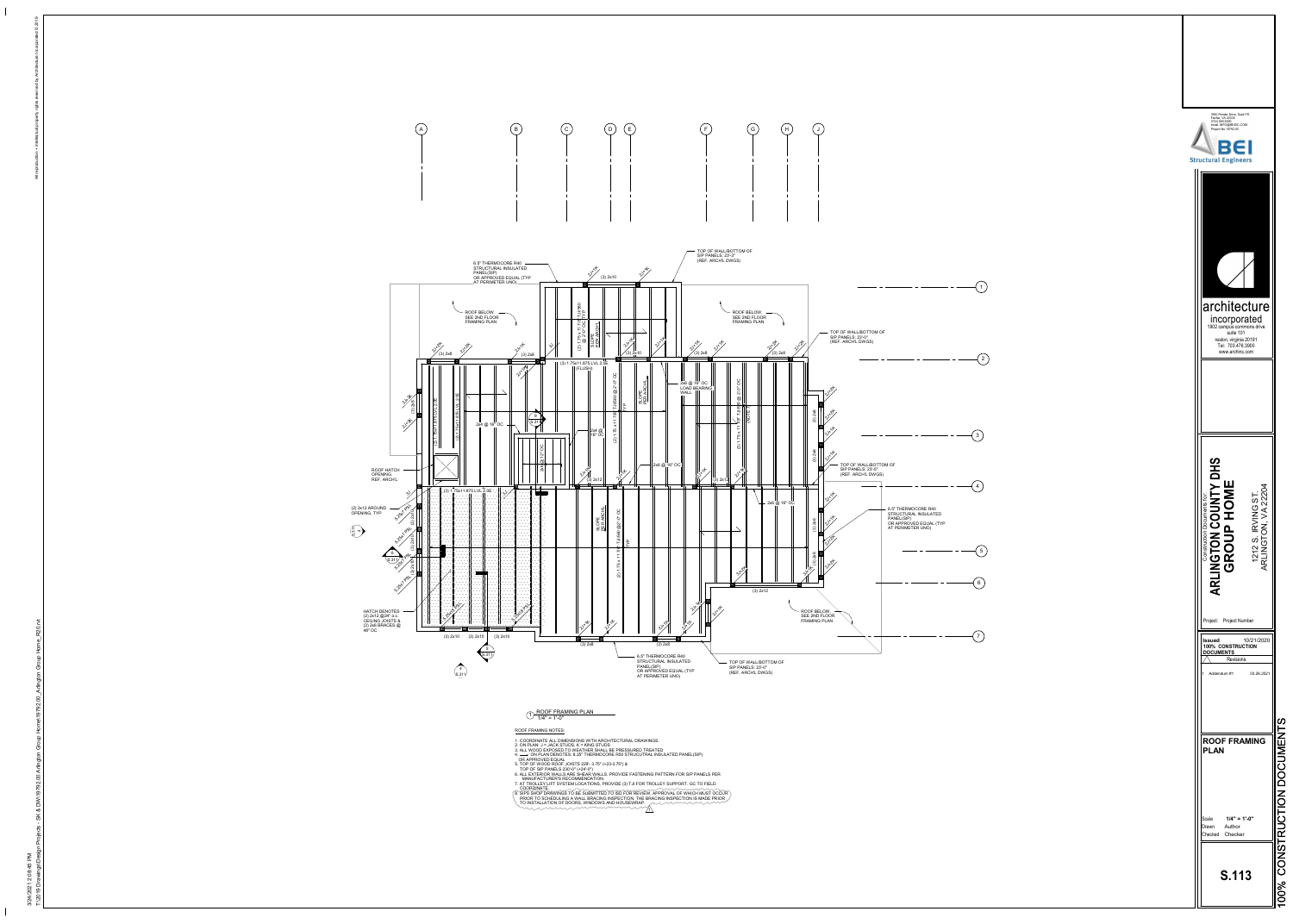## ROOF FRAMING PLAN

1 ROOF FRAMING PLAN
1/4" = 1'-0"

ROOF FRAMING NOTES:

1. COORDINATE ALL DIMENSIONS WITH ARCHITECTURAL DRAWINGS.
2. ON PLAN: J = JACK STUDS, K = KING STUDS
3. ALL WOOD EXPOSED TO WEATHER SHALL BE PRESSURED TREATED
4. ON PLAN DENOTES: 8.25" THERMOCORE R60 STRUCUTRAL INSULATED PANEL(SIP) OR APPROVED EQUAL
5. TOP OF WOOD ROOF JOISTS 228'-3.75" (+23-3.75") & TOP OF SIP PANELS 230'-0" (+24'-0")
6. ALL EXTERIOR WALLS ARE SHEAR WALLS. PROVIDE FASTENING PATTERN FOR SIP PANELS PER MANUFACTURER'S RECOMMENDATION.
7. AT TROLLEY LIFT SYSTEM LOCATIONS, PROVIDE (3) TJI FOR TROLLEY SUPPORT. GC TO FIELD COORDINATE.
8. SIPS SHOP DRAWINGS TO BE SUBMITTED TO BEI FOR REVIEW. APPROVAL OF WHICH MUST OCCUR PRIOR TO SCHEDULING A WALL BRACING INSPECTION. THE BRACING INSPECTION IS MADE PRIOR TO INSTALLATION OF DOORS, WINDOWS AND HOUSEWRAP.

Plan labels:

- 6.5" THERMOCORE R40 STRUCTURAL INSULATED PANEL(SIP) OR APPROVED EQUAL (TYP AT PERIMETER UNO)
- TOP OF WALL/BOTTOM OF SIP PANELS: 23'-3" (REF. ARCH'L DWGS)
- TOP OF WALL/BOTTOM OF SIP PANELS: 23'-0" (REF. ARCH'L DWGS)
- ROOF BELOW. SEE 2ND FLOOR FRAMING PLAN
- 2x6 @ 16" OC LOAD BEARING WALL
- 2x6 @ 16" OC
- ROOF HATCH OPENING. REF. ARCH'L
- (3) 2x12 AROUND OPENING, TYP
- HATCH DENOTES (2) 2x12 @24" o.c. CEILING JOISTS & (2) 2x6 BRACES @ 48" OC
- (3) 1.75x11.875 LVL 2.0E (FLUSH)
- (2) 1.75x11.875 LVL 2.0E
- (3) 2x10
- (3) 2x8
- (3) 2x12
- (2) 2x8
- (3) 2x6
- 11 7/8" TJI 560 @ 24" OC
- SLOPE PER ARCH'L
- 2x10K, 2x10K, 3x10K, 2x12K, 3x12K, 5.25x7 PSL

Grid lines: A, B, C, D, E, F, G, H, J; 1, 2, 3, 4, 5, 6, 7

BEI Structural Engineers

architecture incorporated
1902 campus commons drive
suite 101
reston, virginia 20191
Tel: 703.476.3900
www.archinc.com

Construction Documents for:
**ARLINGTON COUNTY DHS GROUP HOME**
1212 S. IRVING ST.
ARLINGTON, VA 22204

Project: Project Number

| | | |
|---|---|---|
| Issued | | 10/21/2020 |
| 100% CONSTRUCTION DOCUMENTS | | |
| | Revisions | |
| 1 | Addendum #1 | 03.26.2021 |

**ROOF FRAMING PLAN**

Scale: 1/4" = 1'-0"
Drawn: Author
Checked: Checker

**S.113**

100% CONSTRUCTION DOCUMENTS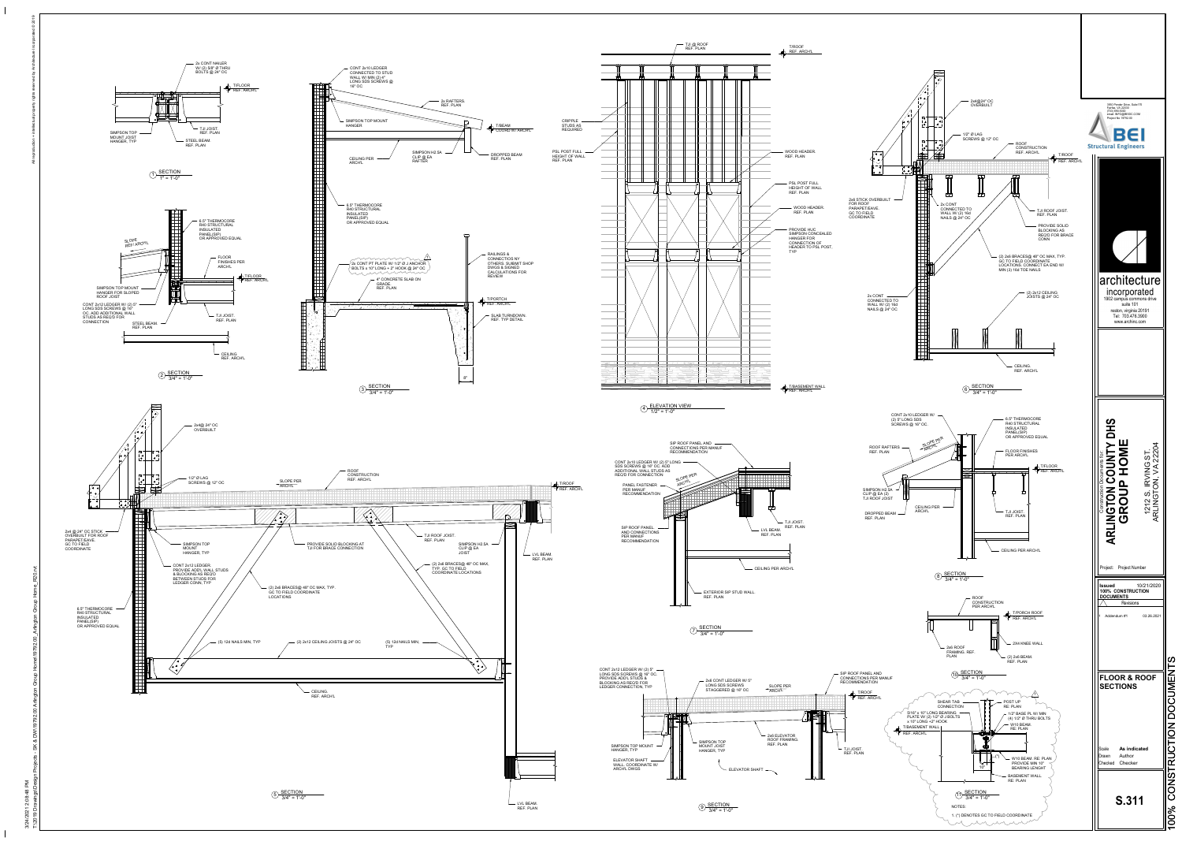## 1 SECTION
1" = 1'-0"

2x CONT NAILER W/ (2) 3/8" Ø THRU BOLTS @ 24" OC

T/FLOOR REF. ARCH'L

SIMPSON TOP MOUNT JOIST HANGER, TYP

TJI JOIST, REF. PLAN

STEEL BEAM, REF. PLAN

## 2 SECTION
3/4" = 1'-0"

SLOPE REF. ARCH'L

6.5" THERMOCORE R40 STRUCTURAL INSULATED PANEL(SIP) OR APPROVED EQUAL

FLOOR FINISHES PER ARCH'L

T/FLOOR REF. ARCH'L

SIMPSON TOP MOUNT HANGER FOR SLOPED ROOF JOIST

CONT 2x12 LEDGER W/ (2) 5" LONG SDS SCREWS @ 16" OC. ADD ADDITIONAL WALL STUDS AS REQ'D FOR CONNECTION

STEEL BEAM, REF. PLAN

TJI JOIST, REF. PLAN

CEILING REF. ARCH'L

## 3 SECTION
3/4" = 1'-0"

CONT 2x10 LEDGER CONNECTED TO STUD WALL W/ MIN (2) 4" LONG SDS SCREWS @ 16" OC

2x RAFTERS, REF. PLAN

T/BEAM COORD W/ ARCH'L

SIMPSON TOP MOUNT HANGER

CEILING PER ARCH'L

SIMPSON H2.5A CLIP @ EA RAFTER

DROPPED BEAM REF. PLAN

6.5" THERMOCORE R40 STRUCTURAL INSULATED PANEL(SIP) OR APPROVED EQUAL

2x CONT PT PLATE W/ 1/2" Ø J ANCHOR BOLTS x 10" LONG + 2" HOOK @ 24" OC

RAILINGS & CONNECTIONS NY OTHERS. SUBMIT SHOP DWGS & SIGNED CALCULATIONS FOR REVIEW

4" CONCRETE SLAB ON GRADE REF. PLAN

T/PORCH REF. ARCH'L

SLAB TURNDOWN, REF. TYP DETAIL

8"

## 4 ELEVATION VIEW
1/2" = 1'-0"

TJI @ ROOF REF. PLAN

T/ROOF REF. ARCH'L

CRIPPLE STUDS AS REQUIRED

PSL POST FULL HEIGHT OF WALL REF. PLAN

WOOD HEADER, REF. PLAN

PSL POST FULL HEIGHT OF WALL REF. PLAN

WOOD HEADER, REF. PLAN

PROVIDE HUC SIMPSON CONCEALED HANGER FOR CONNECTION OF HEADER TO PSL POST, TYP

T/BASEMENT WALL REF. ARCH'L

## 5 SECTION
3/4" = 1'-0"

2x4@ 24" OC OVERBUILT

1/2" Ø LAG SCREWS @ 12" OC

SLOPE PER ARCH'L

ROOF CONSTRUCTION REF. ARCH'L

T/ROOF REF. ARCH'L

2x4 @ 24" OC STICK OVERBUILT FOR ROOF PARAPET/EAVE. GC TO FIELD COORDINATE

SIMPSON TOP MOUNT HANGER, TYP

PROVIDE SOLID BLOCKING AT TJI FOR BRACE CONNECTION

TJI ROOF JOIST, REF. PLAN

SIMPSON H2.5A CLIP @ EA JOIST

LVL BEAM, REF. PLAN

CONT 2x12 LEDGER, PROVIDE ADD'L WALL STUDS & BLOCKING AS REQ'D BETWEEN STUDS FOR LEDGER CONN, TYP

(2) 2x6 BRACES@ 48" OC MAX, TYP. GC TO FIELD COORDINATE LOCATIONS

(2) 2x6 BRACES@ 48" OC MAX, TYP GC TO FIELD COORDINATE LOCATIONS

6.5" THERMOCORE R40 STRUCTURAL INSULATED PANEL(SIP) OR APPROVED EQUAL

(5) 12d NAILS MIN, TYP

(2) 2x12 CEILING JOISTS @ 24" OC

(5) 12d NAILS MIN, TYP

CEILING, REF. ARCH'L

LVL BEAM, REF. PLAN

## 6 SECTION
3/4" = 1'-0"

2x4@24" OC OVERBUILT

1/2" Ø LAG SCREWS @ 12" OC

ROOF CONSTRUCTION REF. ARCH'L

T/ROOF REF. ARCH'L

2x6 STICK OVERBUILT FOR ROOF PARAPET/EAVE. GC TO FIELD COORDINATE

2x CONT CONNECTED TO WALL W/ (2) 16d NAILS @ 24" OC

TJI ROOF JOIST, REF. PLAN

PROVIDE SOLID BLOCKING AS REQ'D FOR BRACE CONN

(2) 2x6 BRACES@ 48" OC MAX, TYP. GC TO FIELD COORDINATE LOCATIONS. CONNECT EA END W/ MIN (3) 16d TOE NAILS

2x CONT. CONNECTED TO WALL W/ (2) 16d NAILS @ 24" OC

(2) 2x12 CEILING JOISTS @ 24" OC

CEILING, REF. ARCH'L

## 7 SECTION
3/4" = 1'-0"

SIP ROOF PANEL AND CONNECTIONS PER MANUF RECOMMENDATION

CONT 2x10 LEDGER W/ (2) 5" LONG SDS SCREWS @ 16" OC. ADD ADDITIONAL WALL STUDS AS REQ'D FOR CONNECTION

SLOPE PER ARCH'L

PANEL FASTENER PER MANUF RECOMMENDATION

SIP ROOF PANEL AND CONNECTIONS PER MANUF RECOMMENDATION

TJI JOIST, REF. PLAN

LVL BEAM, REF. PLAN

CEILING PER ARCH'L

EXTERIOR SIP STUD WALL REF. PLAN

## 8 SECTION
3/4" = 1'-0"

CONT 2x10 LEDGER W/ (2) 5" LONG SDS SCREWS @ 16" OC.

6.5" THERMOCORE R40 STRUCTURAL INSULATED PANEL(SIP) OR APPROVED EQUAL

ROOF RAFTERS REF. PLAN

SLOPE PER ARCH'L

FLOOR FINISHES PER ARCH'L

T/FLOOR REF. ARCH'L

SIMPSON H2.5A CLIP @ EA (2) TJI ROOF JOIST

CEILING PER ARCH'L

TJI JOIST, REF. PLAN

DROPPED BEAM REF. PLAN

CEILING PER ARCH'L

## 9 SECTION
3/4" = 1'-0"

CONT 2x12 LEDGER W/ (2) 5" LONG SDS SCREWS @ 16" OC. PROVIDE ADD'L STUDS & BLOCKING AS REQ'D FOR LEDGER CONNECTION, TYP

2x6 CONT LEDGER W/ 5" LONG SDS SCREWS STAGGERED @ 16" OC

SLOPE PER ARCH'L

SIP ROOF PANEL AND CONNECTIONS PER MANUF RECOMMENDATION

T/ROOF REF. ARCH'L

2x6 ELEVATOR ROOF FRAMING REF. PLAN

SIMPSON TOP MOUNT HANGER, TYP

SIMPSON TOP MOUNT JOIST HANGER, TYP

TJI JOIST, REF. PLAN

ELEVATOR SHAFT WALL, COORDINATE W/ ARCH'L DWGS

ELEVATOR SHAFT

## 10 SECTION
3/4" = 1'-0"

ROOF CONSTRUCTION PER ARCH'L

T/PORCH ROOF REF. ARCH'L

2x6 ROOF FRAMING. REF. PLAN

2X4 KNEE WALL

(2) 2x8 BEAM, REF. PLAN

## 11 SECTION
3/4" = 1'-0"

SHEAR TAB CONNECTION

POST UP RE: PLAN

5/16" x 10" LONG BEARING PLATE W/ (2) 1/2" Ø J-BOLTS x 10" LONG +2" HOOK

1/2" BASE PL W/ MIN (4) 1/2" Ø THRU BOLTS

T/BASEMENT WALL REF. ARCH'L

W10 BEAM, RE: PLAN

W10 BEAM, RE: PLAN PROVIDE MIN 10" BEARING LENGHT

BASEMENT WALL RE: PLAN

NOTES:

1. (*) DENOTES GC TO FIELD COORDINATE

---

3060 Prosser Drive, Suite 175
Fairfax, VA 22030
(703) 985-5500
email: INFO@BEIDC.COM
Project No: 19792.00

**BEI Structural Engineers**

**architecture incorporated**
1902 campus commons drive
suite 101
reston, virginia 20191
Tel: 703.476.3900
www.archinc.com

Construction Documents for:
**ARLINGTON COUNTY DHS GROUP HOME**
1212 S. IRVING ST.
ARLINGTON, VA 22204

Project: Project Number

| Issued | 10/21/2020 |
|---|---|
| **100% CONSTRUCTION DOCUMENTS** | |
| Revisions | |
| 1 Addendum #1 | 03.26.2021 |

**FLOOR & ROOF SECTIONS**

| | |
|---|---|
| Scale | As indicated |
| Drawn | Author |
| Checked | Checker |

**S.311**

100% CONSTRUCTION DOCUMENTS